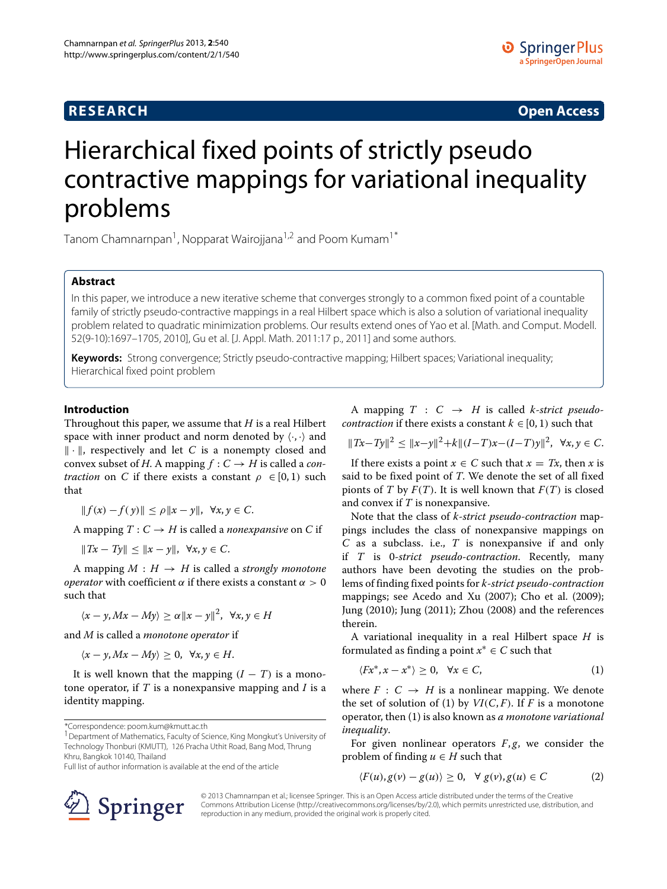RESEARCH Open Access

# Hierarchical fixed points of strictly pseudo contractive mappings for variational inequality problems

Tanom Chamnarnpan[1], Nopparat Wairojjana[1,2] and Poom Kumam[1*]

## Abstract

In this paper, we introduce a new iterative scheme that converges strongly to a common fixed point of a countable family of strictly pseudo-contractive mappings in a real Hilbert space which is also a solution of variational inequality problem related to quadratic minimization problems. Our results extend ones of Yao et al. [Math. and Comput. Modell. 52(9-10):1697–1705, 2010], Gu et al. [J. Appl. Math. 2011:17 p., 2011] and some authors.

**Keywords:** Strong convergence; Strictly pseudo-contractive mapping; Hilbert spaces; Variational inequality; Hierarchical fixed point problem

## Introduction

Throughout this paper, we assume that $H$ is a real Hilbert space with inner product and norm denoted by $\langle \cdot, \cdot \rangle$ and $\| \cdot \|$, respectively and let $C$ is a nonempty closed and convex subset of $H$. A mapping $f : C \to H$ is called a *contraction* on $C$ if there exists a constant $\rho \in [0, 1)$ such that

$$\| f(x) - f(y) \| \leq \rho \| x - y \|, \ \ \forall x, y \in C.$$

A mapping $T : C \to H$ is called a *nonexpansive* on $C$ if

$$\| Tx - Ty \| \leq \| x - y \|, \ \ \forall x, y \in C.$$

A mapping $M : H \to H$ is called a *strongly monotone operator* with coefficient $\alpha$ if there exists a constant $\alpha > 0$ such that

$$\langle x - y, Mx - My \rangle \geq \alpha \| x - y \|^2, \ \ \forall x, y \in H$$

and $M$ is called a *monotone operator* if

$$\langle x - y, Mx - My \rangle \geq 0, \ \ \forall x, y \in H.$$

It is well known that the mapping $(I - T)$ is a monotone operator, if $T$ is a nonexpansive mapping and $I$ is a identity mapping.

A mapping $T : C \to H$ is called *k-strict pseudo-contraction* if there exists a constant $k \in [0, 1)$ such that

$$\| Tx - Ty \|^2 \leq \| x - y \|^2 + k \| (I - T)x - (I - T)y \|^2, \ \ \forall x, y \in C.$$

If there exists a point $x \in C$ such that $x = Tx$, then $x$ is said to be fixed point of $T$. We denote the set of all fixed points of $T$ by $F(T)$. It is well known that $F(T)$ is closed and convex if $T$ is nonexpansive.

Note that the class of *k-strict pseudo-contraction* mappings includes the class of nonexpansive mappings on $C$ as a subclass. i.e., $T$ is nonexpansive if and only if $T$ is *0-strict pseudo-contraction*. Recently, many authors have been devoting the studies on the problems of finding fixed points for *k-strict pseudo-contraction* mappings; see Acedo and Xu (2007); Cho et al. (2009); Jung (2010); Jung (2011); Zhou (2008) and the references therein.

A variational inequality in a real Hilbert space $H$ is formulated as finding a point $x^* \in C$ such that

$$\langle Fx^*, x - x^* \rangle \geq 0, \ \ \forall x \in C, \tag{1}$$

where $F : C \to H$ is a nonlinear mapping. We denote the set of solution of (1) by $VI(C, F)$. If $F$ is a monotone operator, then (1) is also known as *a monotone variational inequality*.

For given nonlinear operators $F, g$, we consider the problem of finding $u \in H$ such that

$$\langle F(u), g(v) - g(u) \rangle \geq 0, \ \ \forall \ g(v), g(u) \in C \tag{2}$$

*Correspondence: poom.kum@kmutt.ac.th
[1] Department of Mathematics, Faculty of Science, King Mongkut's University of Technology Thonburi (KMUTT), 126 Pracha Uthit Road, Bang Mod, Thrung Khru, Bangkok 10140, Thailand
Full list of author information is available at the end of the article

© 2013 Chamnarnpan et al.; licensee Springer. This is an Open Access article distributed under the terms of the Creative Commons Attribution License (http://creativecommons.org/licenses/by/2.0), which permits unrestricted use, distribution, and reproduction in any medium, provided the original work is properly cited.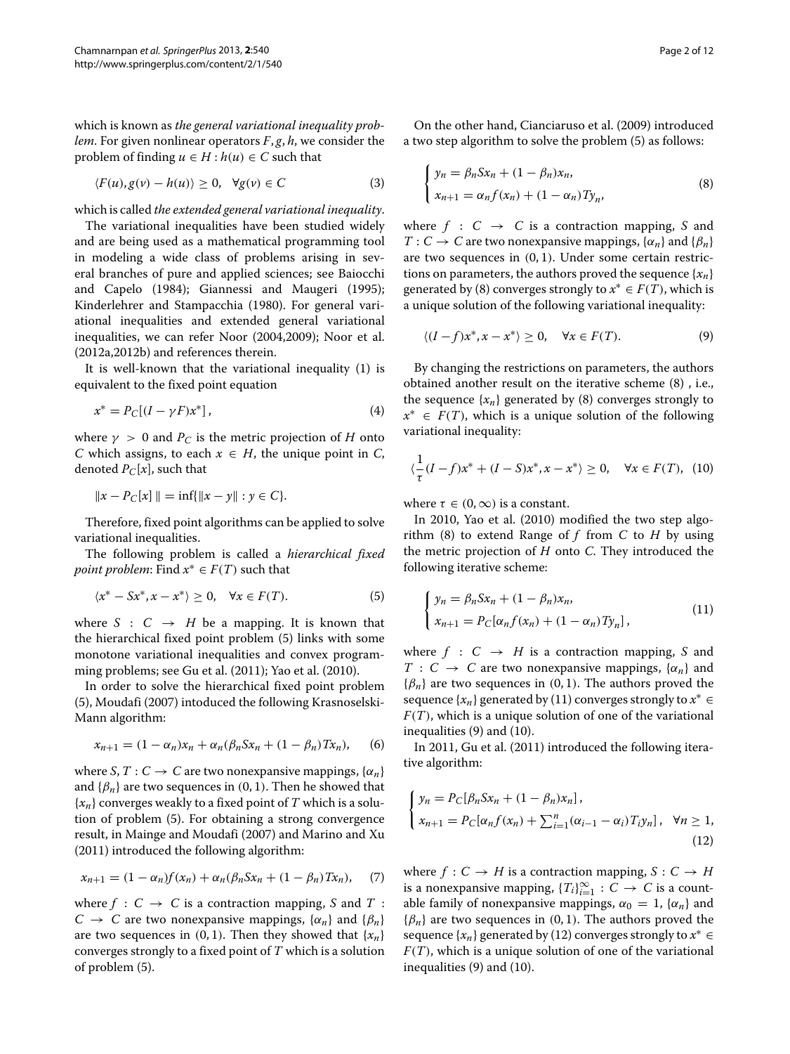which is known as *the general variational inequality problem*. For given nonlinear operators $F, g, h$, we consider the problem of finding $u \in H : h(u) \in C$ such that

$$\langle F(u), g(v) - h(u) \rangle \geq 0, \quad \forall g(v) \in C \tag{3}$$

which is called *the extended general variational inequality*.

The variational inequalities have been studied widely and are being used as a mathematical programming tool in modeling a wide class of problems arising in several branches of pure and applied sciences; see Baiocchi and Capelo (1984); Giannessi and Maugeri (1995); Kinderlehrer and Stampacchia (1980). For general variational inequalities and extended general variational inequalities, we can refer Noor (2004,2009); Noor et al. (2012a,2012b) and references therein.

It is well-known that the variational inequality (1) is equivalent to the fixed point equation

$$x^* = P_C[(I - \gamma F)x^*], \tag{4}$$

where $\gamma > 0$ and $P_C$ is the metric projection of $H$ onto $C$ which assigns, to each $x \in H$, the unique point in $C$, denoted $P_C[x]$, such that

$$\|x - P_C[x]\| = \inf\{\|x - y\| : y \in C\}.$$

Therefore, fixed point algorithms can be applied to solve variational inequalities.

The following problem is called a *hierarchical fixed point problem*: Find $x^* \in F(T)$ such that

$$\langle x^* - Sx^*, x - x^* \rangle \geq 0, \quad \forall x \in F(T). \tag{5}$$

where $S : C \rightarrow H$ be a mapping. It is known that the hierarchical fixed point problem (5) links with some monotone variational inequalities and convex programming problems; see Gu et al. (2011); Yao et al. (2010).

In order to solve the hierarchical fixed point problem (5), Moudafi (2007) intoduced the following Krasnoselski-Mann algorithm:

$$x_{n+1} = (1 - \alpha_n)x_n + \alpha_n(\beta_n Sx_n + (1 - \beta_n)Tx_n), \tag{6}$$

where $S, T : C \rightarrow C$ are two nonexpansive mappings, $\{\alpha_n\}$ and $\{\beta_n\}$ are two sequences in $(0, 1)$. Then he showed that $\{x_n\}$ converges weakly to a fixed point of $T$ which is a solution of problem (5). For obtaining a strong convergence result, in Mainge and Moudafi (2007) and Marino and Xu (2011) introduced the following algorithm:

$$x_{n+1} = (1 - \alpha_n)f(x_n) + \alpha_n(\beta_n Sx_n + (1 - \beta_n)Tx_n), \tag{7}$$

where $f : C \rightarrow C$ is a contraction mapping, $S$ and $T : C \rightarrow C$ are two nonexpansive mappings, $\{\alpha_n\}$ and $\{\beta_n\}$ are two sequences in $(0, 1)$. Then they showed that $\{x_n\}$ converges strongly to a fixed point of $T$ which is a solution of problem (5).

On the other hand, Cianciaruso et al. (2009) introduced a two step algorithm to solve the problem (5) as follows:

$$\begin{cases} y_n = \beta_n Sx_n + (1 - \beta_n)x_n, \\ x_{n+1} = \alpha_n f(x_n) + (1 - \alpha_n)Ty_n, \end{cases} \tag{8}$$

where $f : C \rightarrow C$ is a contraction mapping, $S$ and $T : C \rightarrow C$ are two nonexpansive mappings, $\{\alpha_n\}$ and $\{\beta_n\}$ are two sequences in $(0, 1)$. Under some certain restrictions on parameters, the authors proved the sequence $\{x_n\}$ generated by (8) converges strongly to $x^* \in F(T)$, which is a unique solution of the following variational inequality:

$$\langle (I - f)x^*, x - x^* \rangle \geq 0, \quad \forall x \in F(T). \tag{9}$$

By changing the restrictions on parameters, the authors obtained another result on the iterative scheme (8) , i.e., the sequence $\{x_n\}$ generated by (8) converges strongly to $x^* \in F(T)$, which is a unique solution of the following variational inequality:

$$\langle \frac{1}{\tau}(I - f)x^* + (I - S)x^*, x - x^* \rangle \geq 0, \quad \forall x \in F(T), \tag{10}$$

where $\tau \in (0, \infty)$ is a constant.

In 2010, Yao et al. (2010) modified the two step algorithm (8) to extend Range of $f$ from $C$ to $H$ by using the metric projection of $H$ onto $C$. They introduced the following iterative scheme:

$$\begin{cases} y_n = \beta_n Sx_n + (1 - \beta_n)x_n, \\ x_{n+1} = P_C[\alpha_n f(x_n) + (1 - \alpha_n)Ty_n], \end{cases} \tag{11}$$

where $f : C \rightarrow H$ is a contraction mapping, $S$ and $T : C \rightarrow C$ are two nonexpansive mappings, $\{\alpha_n\}$ and $\{\beta_n\}$ are two sequences in $(0, 1)$. The authors proved the sequence $\{x_n\}$ generated by (11) converges strongly to $x^* \in F(T)$, which is a unique solution of one of the variational inequalities (9) and (10).

In 2011, Gu et al. (2011) introduced the following iterative algorithm:

$$\begin{cases} y_n = P_C[\beta_n Sx_n + (1 - \beta_n)x_n], \\ x_{n+1} = P_C[\alpha_n f(x_n) + \sum_{i=1}^{n}(\alpha_{i-1} - \alpha_i)T_i y_n], \quad \forall n \geq 1, \end{cases} \tag{12}$$

where $f : C \rightarrow H$ is a contraction mapping, $S : C \rightarrow H$ is a nonexpansive mapping, $\{T_i\}_{i=1}^{\infty} : C \rightarrow C$ is a countable family of nonexpansive mappings, $\alpha_0 = 1$, $\{\alpha_n\}$ and $\{\beta_n\}$ are two sequences in $(0, 1)$. The authors proved the sequence $\{x_n\}$ generated by (12) converges strongly to $x^* \in F(T)$, which is a unique solution of one of the variational inequalities (9) and (10).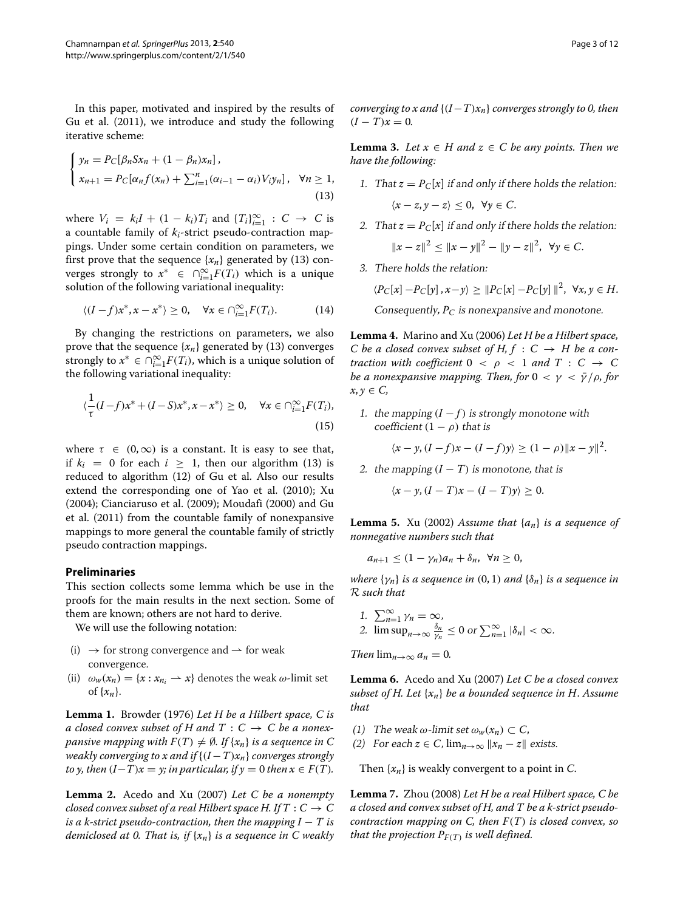In this paper, motivated and inspired by the results of Gu et al. (2011), we introduce and study the following iterative scheme:

$$\begin{cases} y_n = P_C[\beta_n S x_n + (1-\beta_n)x_n], \\ x_{n+1} = P_C[\alpha_n f(x_n) + \sum_{i=1}^{n}(\alpha_{i-1}-\alpha_i)V_i y_n], \quad \forall n \geq 1, \end{cases} \tag{13}$$

where $V_i = k_i I + (1-k_i)T_i$ and $\{T_i\}_{i=1}^{\infty} : C \to C$ is a countable family of $k_i$-strict pseudo-contraction mappings. Under some certain condition on parameters, we first prove that the sequence $\{x_n\}$ generated by (13) converges strongly to $x^* \in \cap_{i=1}^{\infty}F(T_i)$ which is a unique solution of the following variational inequality:

$$\langle (I-f)x^*, x - x^* \rangle \geq 0, \quad \forall x \in \cap_{i=1}^{\infty}F(T_i). \tag{14}$$

By changing the restrictions on parameters, we also prove that the sequence $\{x_n\}$ generated by (13) converges strongly to $x^* \in \cap_{i=1}^{\infty}F(T_i)$, which is a unique solution of the following variational inequality:

$$\langle \frac{1}{\tau}(I-f)x^* + (I-S)x^*, x - x^* \rangle \geq 0, \quad \forall x \in \cap_{i=1}^{\infty}F(T_i), \tag{15}$$

where $\tau \in (0,\infty)$ is a constant. It is easy to see that, if $k_i = 0$ for each $i \geq 1$, then our algorithm (13) is reduced to algorithm (12) of Gu et al. Also our results extend the corresponding one of Yao et al. (2010); Xu (2004); Cianciaruso et al. (2009); Moudafi (2000) and Gu et al. (2011) from the countable family of nonexpansive mappings to more general the countable family of strictly pseudo contraction mappings.

## Preliminaries

This section collects some lemma which be use in the proofs for the main results in the next section. Some of them are known; others are not hard to derive.

We will use the following notation:

(i) $\to$ for strong convergence and $\rightharpoonup$ for weak convergence.

(ii) $\omega_w(x_n) = \{x : x_{n_i} \rightharpoonup x\}$ denotes the weak $\omega$-limit set of $\{x_n\}$.

**Lemma 1.** Browder (1976) *Let $H$ be a Hilbert space, $C$ is a closed convex subset of $H$ and $T : C \to C$ be a nonexpansive mapping with $F(T) \neq \emptyset$. If $\{x_n\}$ is a sequence in $C$ weakly converging to $x$ and if $\{(I-T)x_n\}$ converges strongly to $y$, then $(I-T)x = y$; in particular, if $y = 0$ then $x \in F(T)$.*

**Lemma 2.** Acedo and Xu (2007) *Let $C$ be a nonempty closed convex subset of a real Hilbert space $H$. If $T : C \to C$ is a $k$-strict pseudo-contraction, then the mapping $I - T$ is demiclosed at 0. That is, if $\{x_n\}$ is a sequence in $C$ weakly converging to $x$ and $\{(I-T)x_n\}$ converges strongly to 0, then $(I-T)x = 0$.*

**Lemma 3.** *Let $x \in H$ and $z \in C$ be any points. Then we have the following:*

1. *That $z = P_C[x]$ if and only if there holds the relation:*
   $$\langle x - z, y - z \rangle \leq 0, \quad \forall y \in C.$$
2. *That $z = P_C[x]$ if and only if there holds the relation:*
   $$\|x - z\|^2 \leq \|x - y\|^2 - \|y - z\|^2, \quad \forall y \in C.$$
3. *There holds the relation:*
   $$\langle P_C[x] - P_C[y], x - y \rangle \geq \|P_C[x] - P_C[y]\|^2, \quad \forall x, y \in H.$$
   *Consequently, $P_C$ is nonexpansive and monotone.*

**Lemma 4.** Marino and Xu (2006) *Let $H$ be a Hilbert space, $C$ be a closed convex subset of $H$, $f : C \to H$ be a contraction with coefficient $0 < \rho < 1$ and $T : C \to C$ be a nonexpansive mapping. Then, for $0 < \gamma < \bar{\gamma}/\rho$, for $x, y \in C$,*

1. *the mapping $(I - f)$ is strongly monotone with coefficient $(1-\rho)$ that is*
   $$\langle x - y, (I-f)x - (I-f)y \rangle \geq (1-\rho)\|x - y\|^2.$$
2. *the mapping $(I - T)$ is monotone, that is*
   $$\langle x - y, (I-T)x - (I-T)y \rangle \geq 0.$$

**Lemma 5.** Xu (2002) *Assume that $\{a_n\}$ is a sequence of nonnegative numbers such that*

$$a_{n+1} \leq (1-\gamma_n)a_n + \delta_n, \quad \forall n \geq 0,$$

*where $\{\gamma_n\}$ is a sequence in $(0,1)$ and $\{\delta_n\}$ is a sequence in $\mathcal{R}$ such that*

1. $\sum_{n=1}^{\infty}\gamma_n = \infty$,
2. $\limsup_{n\to\infty}\frac{\delta_n}{\gamma_n} \leq 0$ *or* $\sum_{n=1}^{\infty}|\delta_n| < \infty$.

*Then $\lim_{n\to\infty} a_n = 0$.*

**Lemma 6.** Acedo and Xu (2007) *Let $C$ be a closed convex subset of $H$. Let $\{x_n\}$ be a bounded sequence in $H$. Assume that*

*(1) The weak $\omega$-limit set $\omega_w(x_n) \subset C$,*

*(2) For each $z \in C$, $\lim_{n\to\infty}\|x_n - z\|$ exists.*

Then $\{x_n\}$ is weakly convergent to a point in $C$.

**Lemma 7.** Zhou (2008) *Let $H$ be a real Hilbert space, $C$ be a closed and convex subset of $H$, and $T$ be a $k$-strict pseudo-contraction mapping on $C$, then $F(T)$ is closed convex, so that the projection $P_{F(T)}$ is well defined.*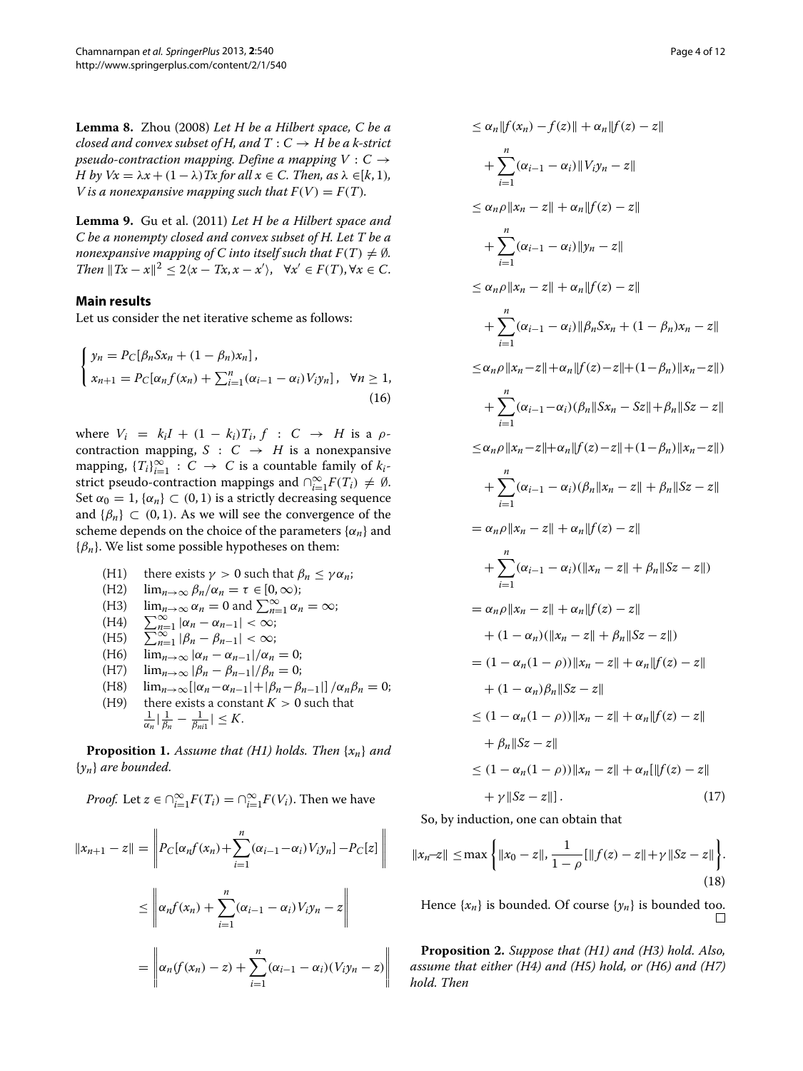**Lemma 8.** Zhou (2008) *Let $H$ be a Hilbert space, $C$ be a closed and convex subset of $H$, and $T : C \to H$ be a $k$-strict pseudo-contraction mapping. Define a mapping $V : C \to H$ by $Vx = \lambda x + (1-\lambda)Tx$ for all $x \in C$. Then, as $\lambda \in [k, 1)$, $V$ is a nonexpansive mapping such that $F(V) = F(T)$.*

**Lemma 9.** Gu et al. (2011) *Let $H$ be a Hilbert space and $C$ be a nonempty closed and convex subset of $H$. Let $T$ be a nonexpansive mapping of $C$ into itself such that $F(T) \neq \emptyset$. Then $\|Tx - x\|^2 \leq 2\langle x - Tx, x - x'\rangle, \quad \forall x' \in F(T), \forall x \in C$.*

## Main results

Let us consider the net iterative scheme as follows:

$$\begin{cases} y_n = P_C[\beta_n Sx_n + (1-\beta_n)x_n], \\ x_{n+1} = P_C[\alpha_n f(x_n) + \sum_{i=1}^{n}(\alpha_{i-1} - \alpha_i)V_i y_n], \quad \forall n \geq 1, \end{cases} \tag{16}$$

where $V_i = k_i I + (1-k_i)T_i$, $f : C \to H$ is a $\rho$-contraction mapping, $S : C \to H$ is a nonexpansive mapping, $\{T_i\}_{i=1}^{\infty} : C \to C$ is a countable family of $k_i$-strict pseudo-contraction mappings and $\cap_{i=1}^{\infty} F(T_i) \neq \emptyset$. Set $\alpha_0 = 1$, $\{\alpha_n\} \subset (0,1)$ is a strictly decreasing sequence and $\{\beta_n\} \subset (0,1)$. As we will see the convergence of the scheme depends on the choice of the parameters $\{\alpha_n\}$ and $\{\beta_n\}$. We list some possible hypotheses on them:

- (H1) there exists $\gamma > 0$ such that $\beta_n \leq \gamma\alpha_n$;
- (H2) $\lim_{n\to\infty} \beta_n/\alpha_n = \tau \in [0, \infty)$;
- (H3) $\lim_{n\to\infty} \alpha_n = 0$ and $\sum_{n=1}^{\infty} \alpha_n = \infty$;
- (H4) $\sum_{n=1}^{\infty} |\alpha_n - \alpha_{n-1}| < \infty$;
- (H5) $\sum_{n=1}^{\infty} |\beta_n - \beta_{n-1}| < \infty$;
- (H6) $\lim_{n\to\infty} |\alpha_n - \alpha_{n-1}|/\alpha_n = 0$;
- (H7) $\lim_{n\to\infty} |\beta_n - \beta_{n-1}|/\beta_n = 0$;
- (H8) $\lim_{n\to\infty} [|\alpha_n - \alpha_{n-1}| + |\beta_n - \beta_{n-1}|]/\alpha_n\beta_n = 0$;
- (H9) there exists a constant $K > 0$ such that $\frac{1}{\alpha_n}\left|\frac{1}{\beta_n} - \frac{1}{\beta_{n-1}}\right| \leq K$.

**Proposition 1.** *Assume that (H1) holds. Then $\{x_n\}$ and $\{y_n\}$ are bounded.*

*Proof.* Let $z \in \cap_{i=1}^{\infty} F(T_i) = \cap_{i=1}^{\infty} F(V_i)$. Then we have

$$\begin{aligned}
\|x_{n+1} - z\| &= \left\| P_C[\alpha_n f(x_n) + \sum_{i=1}^{n}(\alpha_{i-1} - \alpha_i)V_i y_n] - P_C[z] \right\| \\
&\leq \left\| \alpha_n f(x_n) + \sum_{i=1}^{n}(\alpha_{i-1} - \alpha_i)V_i y_n - z \right\| \\
&= \left\| \alpha_n (f(x_n) - z) + \sum_{i=1}^{n}(\alpha_{i-1} - \alpha_i)(V_i y_n - z) \right\| \\
&\leq \alpha_n\|f(x_n) - f(z)\| + \alpha_n\|f(z) - z\| \\
&\quad + \sum_{i=1}^{n}(\alpha_{i-1} - \alpha_i)\|V_i y_n - z\| \\
&\leq \alpha_n\rho\|x_n - z\| + \alpha_n\|f(z) - z\| \\
&\quad + \sum_{i=1}^{n}(\alpha_{i-1} - \alpha_i)\|y_n - z\| \\
&\leq \alpha_n\rho\|x_n - z\| + \alpha_n\|f(z) - z\| \\
&\quad + \sum_{i=1}^{n}(\alpha_{i-1} - \alpha_i)\|\beta_n Sx_n + (1-\beta_n)x_n - z\| \\
&\leq \alpha_n\rho\|x_n - z\| + \alpha_n\|f(z) - z\| + (1-\beta_n)\|x_n - z\|) \\
&\quad + \sum_{i=1}^{n}(\alpha_{i-1} - \alpha_i)(\beta_n\|Sx_n - Sz\| + \beta_n\|Sz - z\| \\
&\leq \alpha_n\rho\|x_n - z\| + \alpha_n\|f(z) - z\| + (1-\beta_n)\|x_n - z\|) \\
&\quad + \sum_{i=1}^{n}(\alpha_{i-1} - \alpha_i)(\beta_n\|x_n - z\| + \beta_n\|Sz - z\| \\
&= \alpha_n\rho\|x_n - z\| + \alpha_n\|f(z) - z\| \\
&\quad + \sum_{i=1}^{n}(\alpha_{i-1} - \alpha_i)(\|x_n - z\| + \beta_n\|Sz - z\|) \\
&= \alpha_n\rho\|x_n - z\| + \alpha_n\|f(z) - z\| \\
&\quad + (1-\alpha_n)(\|x_n - z\| + \beta_n\|Sz - z\|) \\
&= (1 - \alpha_n(1-\rho))\|x_n - z\| + \alpha_n\|f(z) - z\| \\
&\quad + (1-\alpha_n)\beta_n\|Sz - z\| \\
&\leq (1 - \alpha_n(1-\rho))\|x_n - z\| + \alpha_n\|f(z) - z\| \\
&\quad + \beta_n\|Sz - z\| \\
&\leq (1 - \alpha_n(1-\rho))\|x_n - z\| + \alpha_n[\|f(z) - z\| \\
&\quad + \gamma\|Sz - z\|].
\end{aligned} \tag{17}$$

So, by induction, one can obtain that

$$\|x_n - z\| \leq \max\left\{\|x_0 - z\|, \frac{1}{1-\rho}[\|f(z) - z\| + \gamma\|Sz - z\|\right\}. \tag{18}$$

Hence $\{x_n\}$ is bounded. Of course $\{y_n\}$ is bounded too. $\square$

**Proposition 2.** *Suppose that (H1) and (H3) hold. Also, assume that either (H4) and (H5) hold, or (H6) and (H7) hold. Then*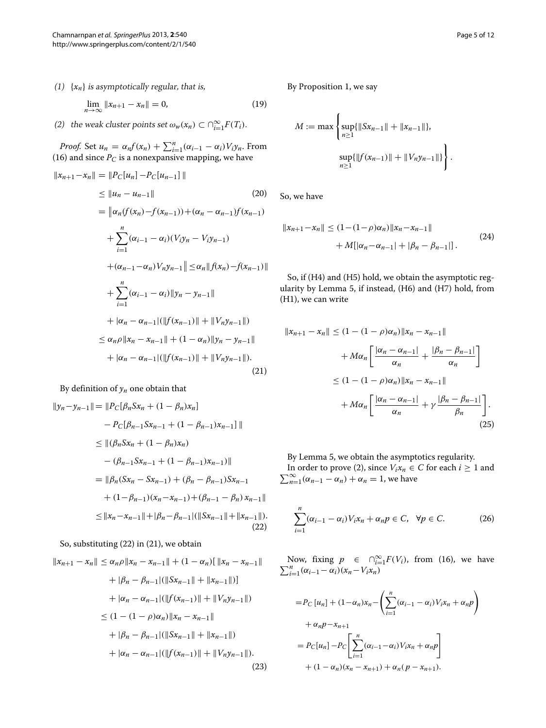(1) $\{x_n\}$ is asymptotically regular, that is,

$$\lim_{n\to\infty} \|x_{n+1} - x_n\| = 0, \tag{19}$$

(2) the weak cluster points set $\omega_w(x_n) \subset \cap_{i=1}^{\infty} F(T_i)$.

*Proof.* Set $u_n = \alpha_n f(x_n) + \sum_{i=1}^{n}(\alpha_{i-1} - \alpha_i)V_i y_n$. From (16) and since $P_C$ is a nonexpansive mapping, we have

$$\begin{aligned}
\|x_{n+1}-x_n\| &= \|P_C[u_n] - P_C[u_{n-1}]\| \\
&\le \|u_n - u_{n-1}\| \qquad (20)\\
&= \Big\| \alpha_n(f(x_n)-f(x_{n-1})) + (\alpha_n - \alpha_{n-1})f(x_{n-1}) \\
&\quad + \sum_{i=1}^{n}(\alpha_{i-1}-\alpha_i)(V_i y_n - V_i y_{n-1}) \\
&\quad + (\alpha_{n-1}-\alpha_n)V_n y_{n-1}\Big\| \le \alpha_n \|f(x_n)-f(x_{n-1})\| \\
&\quad + \sum_{i=1}^{n}(\alpha_{i-1}-\alpha_i)\|y_n - y_{n-1}\| \\
&\quad + |\alpha_n - \alpha_{n-1}|(\|f(x_{n-1})\| + \|V_n y_{n-1}\|) \\
&\le \alpha_n \rho \|x_n - x_{n-1}\| + (1-\alpha_n)\|y_n - y_{n-1}\| \\
&\quad + |\alpha_n - \alpha_{n-1}|(\|f(x_{n-1})\| + \|V_n y_{n-1}\|).
\end{aligned} \tag{21}$$

By definition of $y_n$ one obtain that

$$\begin{aligned}
\|y_n - y_{n-1}\| &= \|P_C[\beta_n S x_n + (1-\beta_n)x_n] \\
&\quad - P_C[\beta_{n-1} S x_{n-1} + (1-\beta_{n-1})x_{n-1}]\| \\
&\le \|(\beta_n S x_n + (1-\beta_n)x_n) \\
&\quad - (\beta_{n-1} S x_{n-1} + (1-\beta_{n-1})x_{n-1})\| \\
&= \|\beta_n(Sx_n - Sx_{n-1}) + (\beta_n - \beta_{n-1})Sx_{n-1} \\
&\quad + (1-\beta_{n-1})(x_n - x_{n-1}) + (\beta_{n-1} - \beta_n)x_{n-1}\| \\
&\le \|x_n - x_{n-1}\| + |\beta_n - \beta_{n-1}|(\|Sx_{n-1}\| + \|x_{n-1}\|).
\end{aligned} \tag{22}$$

So, substituting (22) in (21), we obtain

$$\begin{aligned}
\|x_{n+1} - x_n\| &\le \alpha_n \rho \|x_n - x_{n-1}\| + (1-\alpha_n)[\|x_n - x_{n-1}\| \\
&\quad + |\beta_n - \beta_{n-1}|(\|Sx_{n-1}\| + \|x_{n-1}\|)] \\
&\quad + |\alpha_n - \alpha_{n-1}|(\|f(x_{n-1})\| + \|V_n y_{n-1}\|) \\
&\le (1-(1-\rho)\alpha_n)\|x_n - x_{n-1}\| \\
&\quad + |\beta_n - \beta_{n-1}|(\|Sx_{n-1}\| + \|x_{n-1}\|) \\
&\quad + |\alpha_n - \alpha_{n-1}|(\|f(x_{n-1})\| + \|V_n y_{n-1}\|).
\end{aligned} \tag{23}$$

By Proposition 1, we say

$$M := \max\left\{ \sup_{n\ge1}\{\|Sx_{n-1}\| + \|x_{n-1}\|\}, \sup_{n\ge1}\{\|f(x_{n-1})\| + \|V_n y_{n-1}\|\} \right\}.$$

So, we have

$$\begin{aligned}
\|x_{n+1} - x_n\| &\le (1-(1-\rho)\alpha_n)\|x_n - x_{n-1}\| \\
&\quad + M[|\alpha_n - \alpha_{n-1}| + |\beta_n - \beta_{n-1}|].
\end{aligned} \tag{24}$$

So, if (H4) and (H5) hold, we obtain the asymptotic regularity by Lemma 5, if instead, (H6) and (H7) hold, from (H1), we can write

$$\begin{aligned}
\|x_{n+1} - x_n\| &\le (1-(1-\rho)\alpha_n)\|x_n - x_{n-1}\| \\
&\quad + M\alpha_n\left[\frac{|\alpha_n - \alpha_{n-1}|}{\alpha_n} + \frac{|\beta_n - \beta_{n-1}|}{\alpha_n}\right] \\
&\le (1-(1-\rho)\alpha_n)\|x_n - x_{n-1}\| \\
&\quad + M\alpha_n\left[\frac{|\alpha_n - \alpha_{n-1}|}{\alpha_n} + \gamma\frac{|\beta_n - \beta_{n-1}|}{\beta_n}\right].
\end{aligned} \tag{25}$$

By Lemma 5, we obtain the asymptotics regularity.

In order to prove (2), since $V_i x_n \in C$ for each $i \ge 1$ and $\sum_{n=1}^{\infty}(\alpha_{n-1} - \alpha_n) + \alpha_n = 1$, we have

$$\sum_{i=1}^{n}(\alpha_{i-1} - \alpha_i)V_i x_n + \alpha_n p \in C, \quad \forall p \in C. \tag{26}$$

Now, fixing $p \in \cap_{i=1}^{\infty}F(V_i)$, from (16), we have $\sum_{i=1}^{n}(\alpha_{i-1} - \alpha_i)(x_n - V_i x_n)$

$$\begin{aligned}
&= P_C[u_n] + (1-\alpha_n)x_n - \left(\sum_{i=1}^{n}(\alpha_{i-1}-\alpha_i)V_i x_n + \alpha_n p\right) \\
&\quad + \alpha_n p - x_{n+1} \\
&= P_C[u_n] - P_C\left[\sum_{i=1}^{n}(\alpha_{i-1}-\alpha_i)V_i x_n + \alpha_n p\right] \\
&\quad + (1-\alpha_n)(x_n - x_{n+1}) + \alpha_n(p - x_{n+1}).
\end{aligned}$$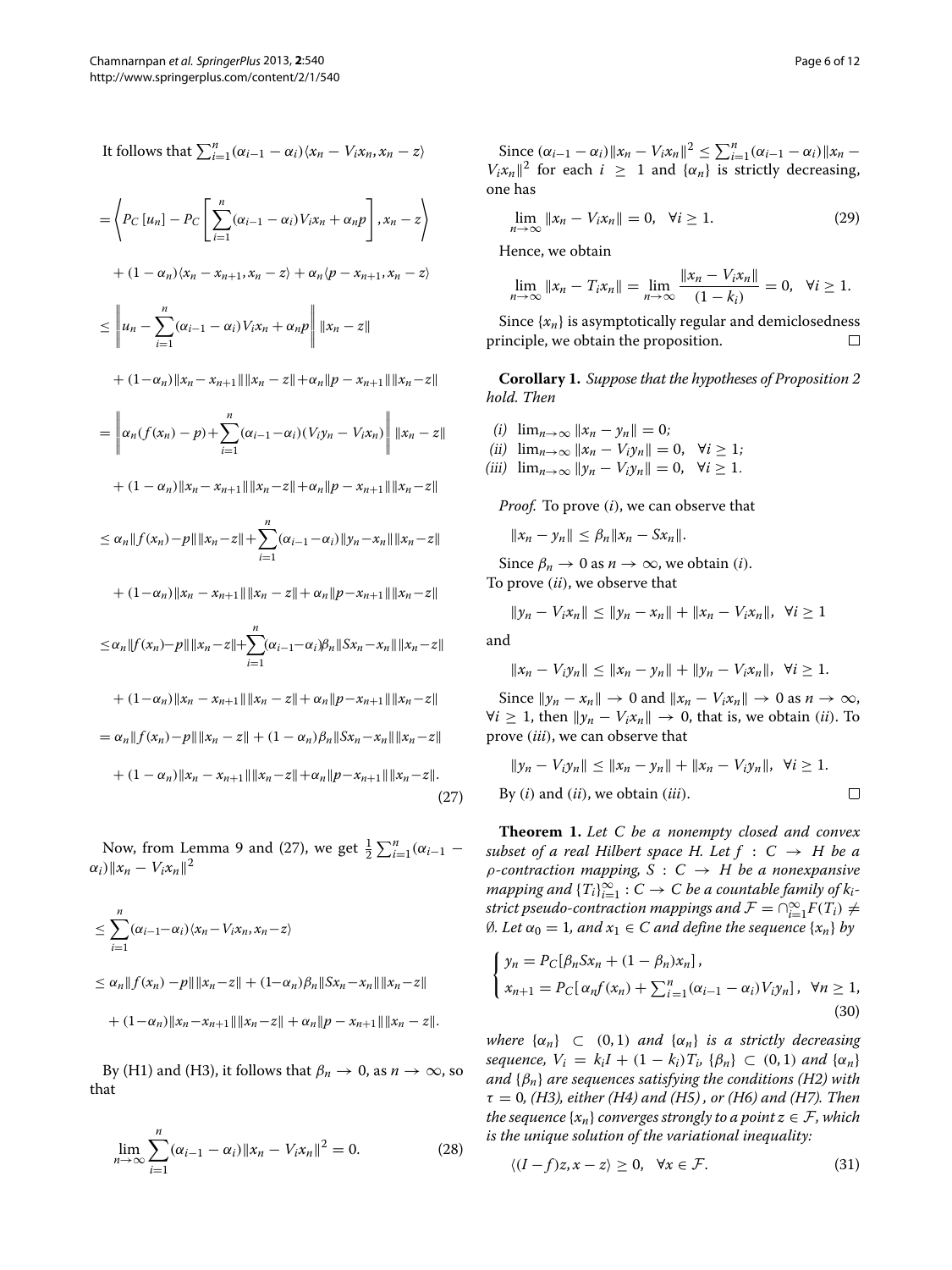It follows that $\sum_{i=1}^{n}(\alpha_{i-1}-\alpha_i)\langle x_n - V_i x_n, x_n - z\rangle$

$$
\begin{aligned}
&= \left\langle P_C\left[u_n\right] - P_C\left[\sum_{i=1}^{n}(\alpha_{i-1}-\alpha_i)V_i x_n + \alpha_n p\right], x_n - z\right\rangle \\
&\quad + (1-\alpha_n)\langle x_n - x_{n+1}, x_n - z\rangle + \alpha_n\langle p - x_{n+1}, x_n - z\rangle \\
&\leq \left\| u_n - \sum_{i=1}^{n}(\alpha_{i-1}-\alpha_i)V_i x_n + \alpha_n p\right\| \|x_n - z\| \\
&\quad + (1-\alpha_n)\|x_n - x_{n+1}\|\|x_n - z\| + \alpha_n\|p - x_{n+1}\|\|x_n - z\| \\
&= \left\| \alpha_n(f(x_n) - p) + \sum_{i=1}^{n}(\alpha_{i-1}-\alpha_i)(V_i y_n - V_i x_n)\right\| \|x_n - z\| \\
&\quad + (1-\alpha_n)\|x_n - x_{n+1}\|\|x_n - z\| + \alpha_n\|p - x_{n+1}\|\|x_n - z\| \\
&\leq \alpha_n\|f(x_n) - p\|\|x_n - z\| + \sum_{i=1}^{n}(\alpha_{i-1}-\alpha_i)\|y_n - x_n\|\|x_n - z\| \\
&\quad + (1-\alpha_n)\|x_n - x_{n+1}\|\|x_n - z\| + \alpha_n\|p - x_{n+1}\|\|x_n - z\| \\
&\leq \alpha_n\|f(x_n) - p\|\|x_n - z\| + \sum_{i=1}^{n}(\alpha_{i-1}-\alpha_i)\beta_n\|Sx_n - x_n\|\|x_n - z\| \\
&\quad + (1-\alpha_n)\|x_n - x_{n+1}\|\|x_n - z\| + \alpha_n\|p - x_{n+1}\|\|x_n - z\| \\
&= \alpha_n\|f(x_n) - p\|\|x_n - z\| + (1-\alpha_n)\beta_n\|Sx_n - x_n\|\|x_n - z\| \\
&\quad + (1-\alpha_n)\|x_n - x_{n+1}\|\|x_n - z\| + \alpha_n\|p - x_{n+1}\|\|x_n - z\|.
\end{aligned}
\tag{27}
$$

Now, from Lemma 9 and (27), we get $\frac{1}{2}\sum_{i=1}^{n}(\alpha_{i-1}-\alpha_i)\|x_n - V_i x_n\|^2$

$$
\begin{aligned}
&\leq \sum_{i=1}^{n}(\alpha_{i-1}-\alpha_i)\langle x_n - V_i x_n, x_n - z\rangle \\
&\leq \alpha_n\|f(x_n) - p\|\|x_n - z\| + (1-\alpha_n)\beta_n\|Sx_n - x_n\|\|x_n - z\| \\
&\quad + (1-\alpha_n)\|x_n - x_{n+1}\|\|x_n - z\| + \alpha_n\|p - x_{n+1}\|\|x_n - z\|.
\end{aligned}
$$

By (H1) and (H3), it follows that $\beta_n \to 0$, as $n \to \infty$, so that

$$
\lim_{n\to\infty}\sum_{i=1}^{n}(\alpha_{i-1}-\alpha_i)\|x_n - V_i x_n\|^2 = 0. \tag{28}
$$

Since $(\alpha_{i-1}-\alpha_i)\|x_n - V_i x_n\|^2 \leq \sum_{i=1}^{n}(\alpha_{i-1}-\alpha_i)\|x_n - V_i x_n\|^2$ for each $i \geq 1$ and $\{\alpha_n\}$ is strictly decreasing, one has

$$
\lim_{n\to\infty}\|x_n - V_i x_n\| = 0, \quad \forall i \geq 1. \tag{29}
$$

Hence, we obtain

$$
\lim_{n\to\infty}\|x_n - T_i x_n\| = \lim_{n\to\infty}\frac{\|x_n - V_i x_n\|}{(1-k_i)} = 0, \quad \forall i \geq 1.
$$

Since $\{x_n\}$ is asymptotically regular and demiclosedness principle, we obtain the proposition. □

**Corollary 1.** *Suppose that the hypotheses of Proposition 2 hold. Then*

*(i)* $\lim_{n\to\infty}\|x_n - y_n\| = 0$;
*(ii)* $\lim_{n\to\infty}\|x_n - V_i y_n\| = 0, \quad \forall i \geq 1$;
*(iii)* $\lim_{n\to\infty}\|y_n - V_i y_n\| = 0, \quad \forall i \geq 1$.

*Proof.* To prove $(i)$, we can observe that

$$
\|x_n - y_n\| \leq \beta_n\|x_n - Sx_n\|.
$$

Since $\beta_n \to 0$ as $n \to \infty$, we obtain $(i)$.
To prove $(ii)$, we observe that

$$
\|y_n - V_i x_n\| \leq \|y_n - x_n\| + \|x_n - V_i x_n\|, \quad \forall i \geq 1
$$

and

$$
\|x_n - V_i y_n\| \leq \|x_n - y_n\| + \|y_n - V_i x_n\|, \quad \forall i \geq 1.
$$

Since $\|y_n - x_n\| \to 0$ and $\|x_n - V_i x_n\| \to 0$ as $n \to \infty$, $\forall i \geq 1$, then $\|y_n - V_i x_n\| \to 0$, that is, we obtain $(ii)$. To prove $(iii)$, we can observe that

$$
\|y_n - V_i y_n\| \leq \|x_n - y_n\| + \|x_n - V_i y_n\|, \quad \forall i \geq 1.
$$

By $(i)$ and $(ii)$, we obtain $(iii)$. □

**Theorem 1.** *Let $C$ be a nonempty closed and convex subset of a real Hilbert space $H$. Let $f : C \to H$ be a $\rho$-contraction mapping, $S : C \to H$ be a nonexpansive mapping and $\{T_i\}_{i=1}^{\infty} : C \to C$ be a countable family of $k_i$-strict pseudo-contraction mappings and $\mathcal{F} = \cap_{i=1}^{\infty}F(T_i) \neq \emptyset$. Let $\alpha_0 = 1$, and $x_1 \in C$ and define the sequence $\{x_n\}$ by*

$$
\begin{cases}
y_n = P_C[\beta_n Sx_n + (1-\beta_n)x_n], \\
x_{n+1} = P_C[\alpha_n f(x_n) + \sum_{i=1}^{n}(\alpha_{i-1}-\alpha_i)V_i y_n], \quad \forall n \geq 1,
\end{cases}
\tag{30}
$$

*where $\{\alpha_n\} \subset (0,1)$ and $\{\alpha_n\}$ is a strictly decreasing sequence, $V_i = k_i I + (1-k_i)T_i$, $\{\beta_n\} \subset (0,1)$ and $\{\alpha_n\}$ and $\{\beta_n\}$ are sequences satisfying the conditions (H2) with $\tau = 0$, (H3), either (H4) and (H5), or (H6) and (H7). Then the sequence $\{x_n\}$ converges strongly to a point $z \in \mathcal{F}$, which is the unique solution of the variational inequality:*

$$
\langle (I-f)z, x - z\rangle \geq 0, \quad \forall x \in \mathcal{F}. \tag{31}
$$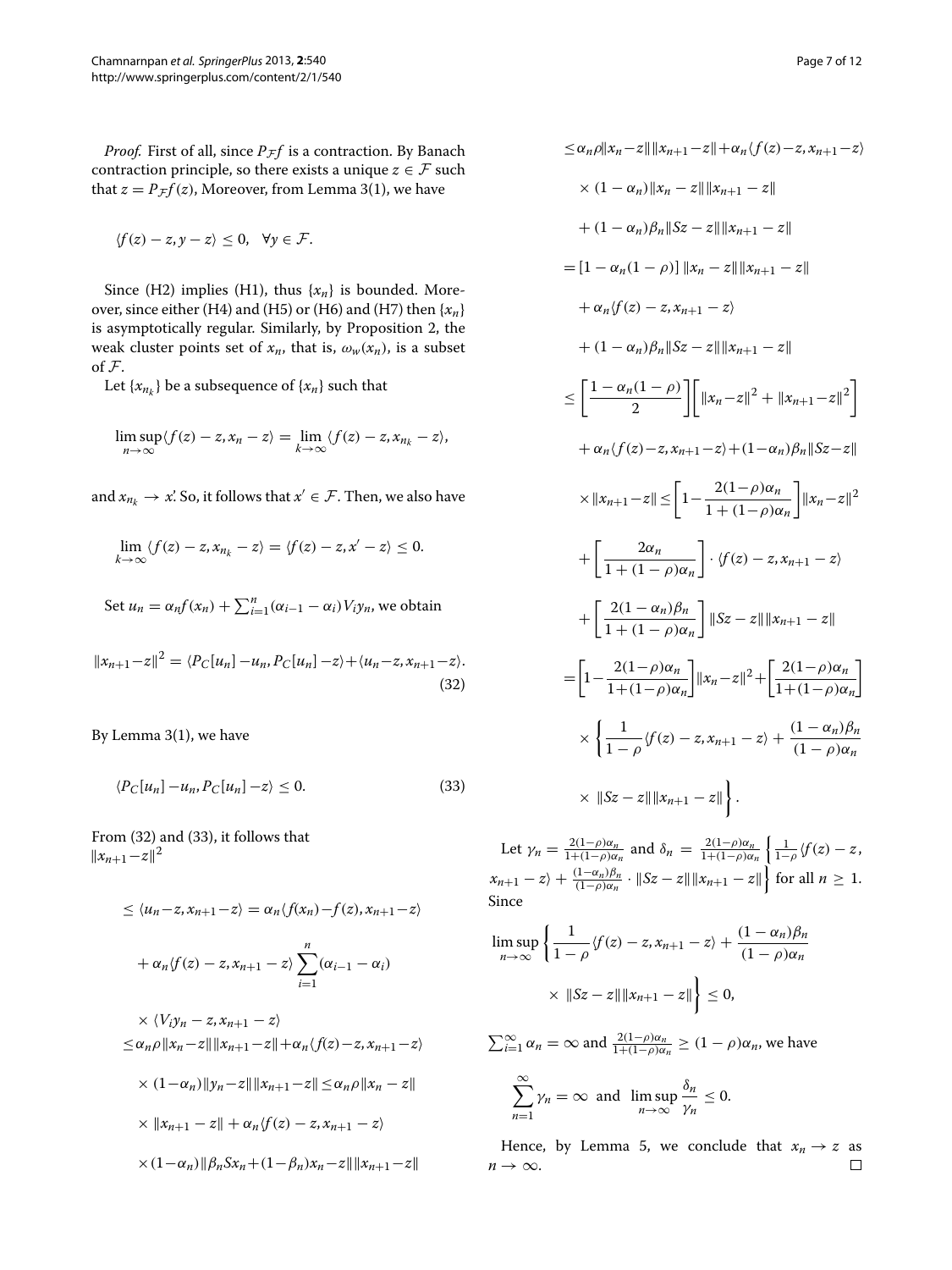*Proof.* First of all, since $P_{\mathcal{F}}f$ is a contraction. By Banach contraction principle, so there exists a unique $z \in \mathcal{F}$ such that $z = P_{\mathcal{F}}f(z)$, Moreover, from Lemma 3(1), we have

$$\langle f(z) - z, y - z\rangle \leq 0, \quad \forall y \in \mathcal{F}.$$

Since (H2) implies (H1), thus $\{x_n\}$ is bounded. Moreover, since either (H4) and (H5) or (H6) and (H7) then $\{x_n\}$ is asymptotically regular. Similarly, by Proposition 2, the weak cluster points set of $x_n$, that is, $\omega_w(x_n)$, is a subset of $\mathcal{F}$.

Let $\{x_{n_k}\}$ be a subsequence of $\{x_n\}$ such that

$$\limsup_{n\to\infty}\langle f(z) - z, x_n - z\rangle = \lim_{k\to\infty}\langle f(z) - z, x_{n_k} - z\rangle,$$

and $x_{n_k} \rightharpoonup x'$. So, it follows that $x' \in \mathcal{F}$. Then, we also have

$$\lim_{k\to\infty}\langle f(z) - z, x_{n_k} - z\rangle = \langle f(z) - z, x' - z\rangle \leq 0.$$

Set $u_n = \alpha_n f(x_n) + \sum_{i=1}^{n}(\alpha_{i-1} - \alpha_i)V_i y_n$, we obtain

$$\|x_{n+1}-z\|^2 = \langle P_C[u_n] - u_n, P_C[u_n] - z\rangle + \langle u_n - z, x_{n+1} - z\rangle. \tag{32}$$

By Lemma 3(1), we have

$$\langle P_C[u_n] - u_n, P_C[u_n] - z\rangle \leq 0. \tag{33}$$

From (32) and (33), it follows that
$\|x_{n+1}-z\|^2$

$$\begin{aligned}
&\leq \langle u_n - z, x_{n+1} - z\rangle = \alpha_n\langle f(x_n) - f(z), x_{n+1} - z\rangle \\
&\quad + \alpha_n\langle f(z) - z, x_{n+1} - z\rangle \sum_{i=1}^{n}(\alpha_{i-1} - \alpha_i) \\
&\quad \times \langle V_i y_n - z, x_{n+1} - z\rangle \\
&\leq \alpha_n\rho\|x_n - z\|\|x_{n+1} - z\| + \alpha_n\langle f(z) - z, x_{n+1} - z\rangle \\
&\quad \times (1-\alpha_n)\|y_n - z\|\|x_{n+1} - z\| \leq \alpha_n\rho\|x_n - z\| \\
&\quad \times \|x_{n+1} - z\| + \alpha_n\langle f(z) - z, x_{n+1} - z\rangle \\
&\quad \times (1-\alpha_n)\|\beta_n S x_n + (1-\beta_n)x_n - z\|\|x_{n+1} - z\| \\
&\leq \alpha_n\rho\|x_n - z\|\|x_{n+1} - z\| + \alpha_n\langle f(z) - z, x_{n+1} - z\rangle \\
&\quad \times (1-\alpha_n)\|x_n - z\|\|x_{n+1} - z\| \\
&\quad + (1-\alpha_n)\beta_n\|Sz - z\|\|x_{n+1} - z\| \\
&= [1 - \alpha_n(1-\rho)]\,\|x_n - z\|\|x_{n+1} - z\| \\
&\quad + \alpha_n\langle f(z) - z, x_{n+1} - z\rangle \\
&\quad + (1-\alpha_n)\beta_n\|Sz - z\|\|x_{n+1} - z\| \\
&\leq \left[\frac{1-\alpha_n(1-\rho)}{2}\right]\left[\|x_n - z\|^2 + \|x_{n+1} - z\|^2\right] \\
&\quad + \alpha_n\langle f(z) - z, x_{n+1} - z\rangle + (1-\alpha_n)\beta_n\|Sz - z\| \\
&\quad \times \|x_{n+1} - z\| \leq \left[1 - \frac{2(1-\rho)\alpha_n}{1+(1-\rho)\alpha_n}\right]\|x_n - z\|^2 \\
&\quad + \left[\frac{2\alpha_n}{1+(1-\rho)\alpha_n}\right]\cdot\langle f(z) - z, x_{n+1} - z\rangle \\
&\quad + \left[\frac{2(1-\alpha_n)\beta_n}{1+(1-\rho)\alpha_n}\right]\|Sz - z\|\|x_{n+1} - z\| \\
&= \left[1 - \frac{2(1-\rho)\alpha_n}{1+(1-\rho)\alpha_n}\right]\|x_n - z\|^2 + \left[\frac{2(1-\rho)\alpha_n}{1+(1-\rho)\alpha_n}\right] \\
&\quad \times \left\{\frac{1}{1-\rho}\langle f(z) - z, x_{n+1} - z\rangle + \frac{(1-\alpha_n)\beta_n}{(1-\rho)\alpha_n}\right. \\
&\quad \left.\times\ \|Sz - z\|\|x_{n+1} - z\|\right\}.
\end{aligned}$$

Let $\gamma_n = \frac{2(1-\rho)\alpha_n}{1+(1-\rho)\alpha_n}$ and $\delta_n = \frac{2(1-\rho)\alpha_n}{1+(1-\rho)\alpha_n}\left\{\frac{1}{1-\rho}\langle f(z) - z, x_{n+1} - z\rangle + \frac{(1-\alpha_n)\beta_n}{(1-\rho)\alpha_n}\cdot\|Sz - z\|\|x_{n+1} - z\|\right\}$ for all $n \geq 1$. Since

$$\limsup_{n\to\infty}\left\{\frac{1}{1-\rho}\langle f(z) - z, x_{n+1} - z\rangle + \frac{(1-\alpha_n)\beta_n}{(1-\rho)\alpha_n} \times \|Sz - z\|\|x_{n+1} - z\|\right\} \leq 0,$$

$\sum_{i=1}^{\infty}\alpha_n = \infty$ and $\frac{2(1-\rho)\alpha_n}{1+(1-\rho)\alpha_n} \geq (1-\rho)\alpha_n$, we have

$$\sum_{n=1}^{\infty}\gamma_n = \infty \quad\text{and}\quad \limsup_{n\to\infty}\frac{\delta_n}{\gamma_n} \leq 0.$$

Hence, by Lemma 5, we conclude that $x_n \to z$ as $n \to \infty$. □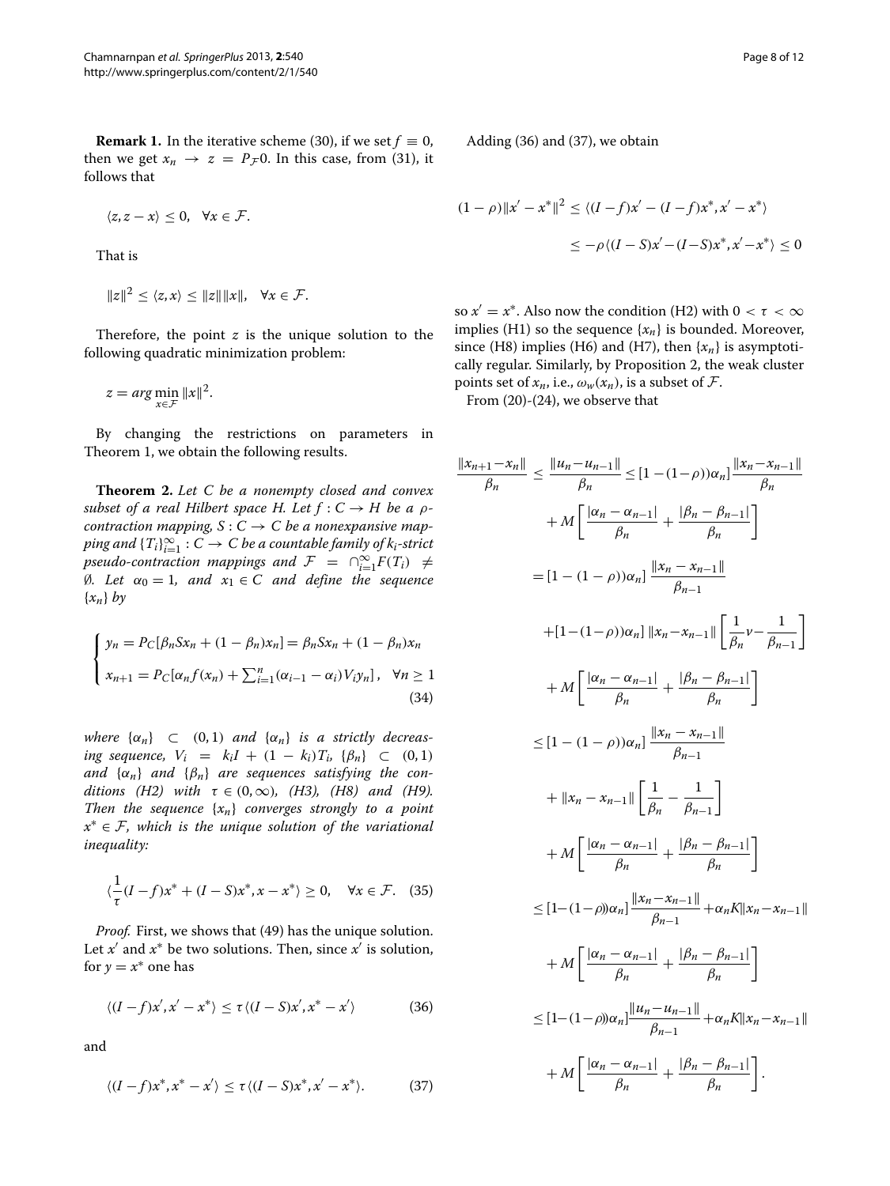**Remark 1.** In the iterative scheme (30), if we set $f \equiv 0$, then we get $x_n \to z = P_{\mathcal{F}}0$. In this case, from (31), it follows that

$$\langle z, z - x\rangle \le 0, \quad \forall x \in \mathcal{F}.$$

That is

$$\|z\|^2 \le \langle z, x\rangle \le \|z\|\|x\|, \quad \forall x \in \mathcal{F}.$$

Therefore, the point $z$ is the unique solution to the following quadratic minimization problem:

$$z = arg\min_{x\in\mathcal{F}} \|x\|^2.$$

By changing the restrictions on parameters in Theorem 1, we obtain the following results.

**Theorem 2.** *Let $C$ be a nonempty closed and convex subset of a real Hilbert space $H$. Let $f : C \to H$ be a $\rho$-contraction mapping, $S : C \to C$ be a nonexpansive mapping and $\{T_i\}_{i=1}^{\infty} : C \to C$ be a countable family of $k_i$-strict pseudo-contraction mappings and $\mathcal{F} = \cap_{i=1}^{\infty} F(T_i) \neq \emptyset$. Let $\alpha_0 = 1$, and $x_1 \in C$ and define the sequence $\{x_n\}$ by*

$$\begin{cases} y_n = P_C[\beta_n S x_n + (1-\beta_n)x_n] = \beta_n S x_n + (1-\beta_n)x_n \\ x_{n+1} = P_C[\alpha_n f(x_n) + \sum_{i=1}^{n}(\alpha_{i-1} - \alpha_i)V_i y_n], \quad \forall n \ge 1 \end{cases} \tag{34}$$

*where $\{\alpha_n\} \subset (0,1)$ and $\{\alpha_n\}$ is a strictly decreasing sequence, $V_i = k_i I + (1-k_i)T_i$, $\{\beta_n\} \subset (0,1)$ and $\{\alpha_n\}$ and $\{\beta_n\}$ are sequences satisfying the conditions (H2) with $\tau \in (0,\infty)$, (H3), (H8) and (H9). Then the sequence $\{x_n\}$ converges strongly to a point $x^* \in \mathcal{F}$, which is the unique solution of the variational inequality:*

$$\langle \frac{1}{\tau}(I-f)x^* + (I-S)x^*, x - x^*\rangle \ge 0, \quad \forall x \in \mathcal{F}. \tag{35}$$

*Proof.* First, we shows that (49) has the unique solution. Let $x'$ and $x^*$ be two solutions. Then, since $x'$ is solution, for $y = x^*$ one has

$$\langle (I-f)x', x' - x^*\rangle \le \tau\langle (I-S)x', x^* - x'\rangle \tag{36}$$

and

$$\langle (I-f)x^*, x^* - x'\rangle \le \tau\langle (I-S)x^*, x' - x^*\rangle. \tag{37}$$

Adding (36) and (37), we obtain

$$\begin{aligned}(1-\rho)\|x' - x^*\|^2 &\le \langle (I-f)x' - (I-f)x^*, x' - x^*\rangle \\ &\le -\rho\langle (I-S)x' - (I-S)x^*, x' - x^*\rangle \le 0\end{aligned}$$

so $x' = x^*$. Also now the condition (H2) with $0 < \tau < \infty$ implies (H1) so the sequence $\{x_n\}$ is bounded. Moreover, since (H8) implies (H6) and (H7), then $\{x_n\}$ is asymptotically regular. Similarly, by Proposition 2, the weak cluster points set of $x_n$, i.e., $\omega_w(x_n)$, is a subset of $\mathcal{F}$.

From (20)-(24), we observe that

$$\begin{aligned}\frac{\|x_{n+1} - x_n\|}{\beta_n} &\le \frac{\|u_n - u_{n-1}\|}{\beta_n} \le [1-(1-\rho))\alpha_n]\frac{\|x_n - x_{n-1}\|}{\beta_n} \\ &\quad + M\left[\frac{|\alpha_n - \alpha_{n-1}|}{\beta_n} + \frac{|\beta_n - \beta_{n-1}|}{\beta_n}\right] \\ &= [1-(1-\rho))\alpha_n]\frac{\|x_n - x_{n-1}\|}{\beta_{n-1}} \\ &\quad + [1-(1-\rho))\alpha_n]\|x_n - x_{n-1}\|\left[\frac{1}{\beta_n}\nu - \frac{1}{\beta_{n-1}}\right] \\ &\quad + M\left[\frac{|\alpha_n - \alpha_{n-1}|}{\beta_n} + \frac{|\beta_n - \beta_{n-1}|}{\beta_n}\right] \\ &\le [1-(1-\rho))\alpha_n]\frac{\|x_n - x_{n-1}\|}{\beta_{n-1}} \\ &\quad + \|x_n - x_{n-1}\|\left[\frac{1}{\beta_n} - \frac{1}{\beta_{n-1}}\right] \\ &\quad + M\left[\frac{|\alpha_n - \alpha_{n-1}|}{\beta_n} + \frac{|\beta_n - \beta_{n-1}|}{\beta_n}\right] \\ &\le [1-(1-\rho))\alpha_n]\frac{\|x_n - x_{n-1}\|}{\beta_{n-1}} + \alpha_n K\|x_n - x_{n-1}\| \\ &\quad + M\left[\frac{|\alpha_n - \alpha_{n-1}|}{\beta_n} + \frac{|\beta_n - \beta_{n-1}|}{\beta_n}\right] \\ &\le [1-(1-\rho))\alpha_n]\frac{\|u_n - u_{n-1}\|}{\beta_{n-1}} + \alpha_n K\|x_n - x_{n-1}\| \\ &\quad + M\left[\frac{|\alpha_n - \alpha_{n-1}|}{\beta_n} + \frac{|\beta_n - \beta_{n-1}|}{\beta_n}\right].\end{aligned}$$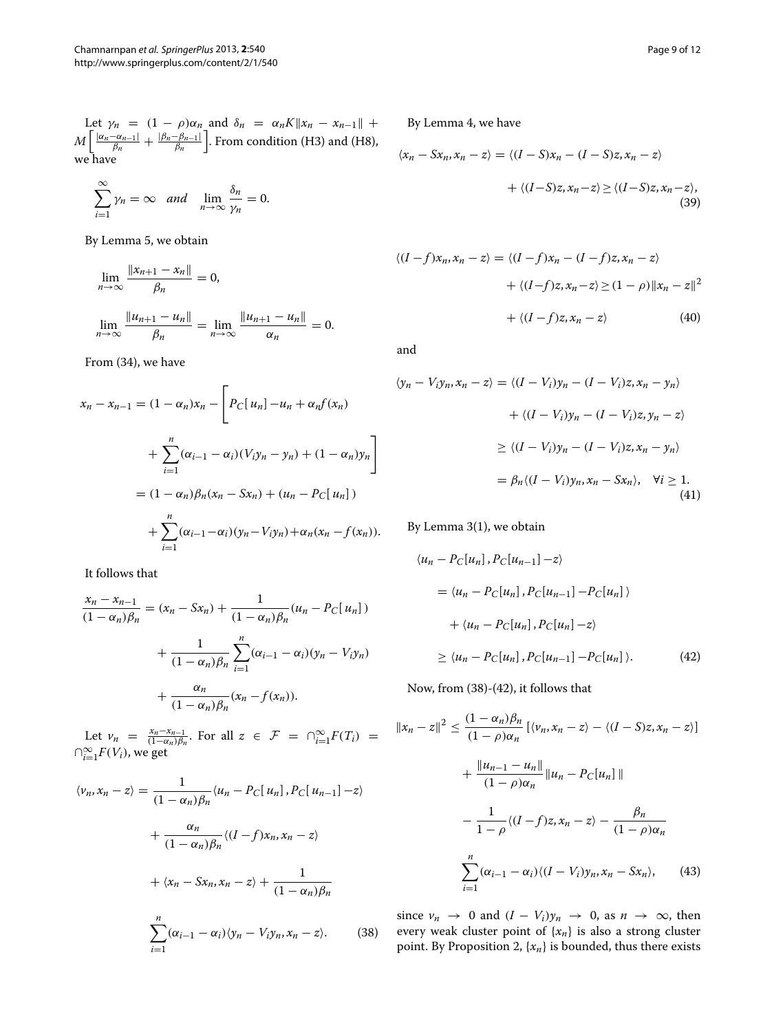Let $\gamma_n = (1-\rho)\alpha_n$ and $\delta_n = \alpha_n K\|x_n - x_{n-1}\| + M\left[\frac{|\alpha_n-\alpha_{n-1}|}{\beta_n} + \frac{|\beta_n-\beta_{n-1}|}{\beta_n}\right]$. From condition (H3) and (H8), we have

$$\sum_{i=1}^{\infty}\gamma_n = \infty \quad \textit{and} \quad \lim_{n\to\infty}\frac{\delta_n}{\gamma_n} = 0.$$

By Lemma 5, we obtain

$$\lim_{n\to\infty}\frac{\|x_{n+1}-x_n\|}{\beta_n} = 0,$$

$$\lim_{n\to\infty}\frac{\|u_{n+1}-u_n\|}{\beta_n} = \lim_{n\to\infty}\frac{\|u_{n+1}-u_n\|}{\alpha_n} = 0.$$

From (34), we have

$$\begin{aligned}
x_n - x_{n-1} &= (1-\alpha_n)x_n - \Bigg[P_C[u_n] - u_n + \alpha_n f(x_n) \\
&\quad + \sum_{i=1}^{n}(\alpha_{i-1}-\alpha_i)(V_i y_n - y_n) + (1-\alpha_n)y_n\Bigg] \\
&= (1-\alpha_n)\beta_n(x_n - Sx_n) + (u_n - P_C[u_n]) \\
&\quad + \sum_{i=1}^{n}(\alpha_{i-1}-\alpha_i)(y_n - V_i y_n) + \alpha_n(x_n - f(x_n)).
\end{aligned}$$

It follows that

$$\begin{aligned}
\frac{x_n - x_{n-1}}{(1-\alpha_n)\beta_n} &= (x_n - Sx_n) + \frac{1}{(1-\alpha_n)\beta_n}(u_n - P_C[u_n]) \\
&\quad + \frac{1}{(1-\alpha_n)\beta_n}\sum_{i=1}^{n}(\alpha_{i-1}-\alpha_i)(y_n - V_i y_n) \\
&\quad + \frac{\alpha_n}{(1-\alpha_n)\beta_n}(x_n - f(x_n)).
\end{aligned}$$

Let $v_n = \frac{x_n - x_{n-1}}{(1-\alpha_n)\beta_n}$. For all $z \in \mathcal{F} = \cap_{i=1}^{\infty}F(T_i) = \cap_{i=1}^{\infty}F(V_i)$, we get

$$\begin{aligned}
\langle v_n, x_n - z\rangle &= \frac{1}{(1-\alpha_n)\beta_n}\langle u_n - P_C[u_n], P_C[u_{n-1}] - z\rangle \\
&\quad + \frac{\alpha_n}{(1-\alpha_n)\beta_n}\langle (I-f)x_n, x_n - z\rangle \\
&\quad + \langle x_n - Sx_n, x_n - z\rangle + \frac{1}{(1-\alpha_n)\beta_n} \\
&\quad \sum_{i=1}^{n}(\alpha_{i-1}-\alpha_i)\langle y_n - V_i y_n, x_n - z\rangle. \qquad (38)
\end{aligned}$$

By Lemma 4, we have

$$\begin{aligned}
\langle x_n - Sx_n, x_n - z\rangle &= \langle (I-S)x_n - (I-S)z, x_n - z\rangle \\
&\quad + \langle (I-S)z, x_n - z\rangle \ge \langle (I-S)z, x_n - z\rangle, \qquad (39)
\end{aligned}$$

$$\begin{aligned}
\langle (I-f)x_n, x_n - z\rangle &= \langle (I-f)x_n - (I-f)z, x_n - z\rangle \\
&\quad + \langle (I-f)z, x_n - z\rangle \ge (1-\rho)\|x_n - z\|^2 \\
&\quad + \langle (I-f)z, x_n - z\rangle \qquad (40)
\end{aligned}$$

and

$$\begin{aligned}
\langle y_n - V_i y_n, x_n - z\rangle &= \langle (I-V_i)y_n - (I-V_i)z, x_n - y_n\rangle \\
&\quad + \langle (I-V_i)y_n - (I-V_i)z, y_n - z\rangle \\
&\ge \langle (I-V_i)y_n - (I-V_i)z, x_n - y_n\rangle \\
&= \beta_n\langle (I-V_i)y_n, x_n - Sx_n\rangle, \quad \forall i \ge 1. \qquad (41)
\end{aligned}$$

By Lemma 3(1), we obtain

$$\begin{aligned}
&\langle u_n - P_C[u_n], P_C[u_{n-1}] - z\rangle \\
&= \langle u_n - P_C[u_n], P_C[u_{n-1}] - P_C[u_n]\rangle \\
&\quad + \langle u_n - P_C[u_n], P_C[u_n] - z\rangle \\
&\ge \langle u_n - P_C[u_n], P_C[u_{n-1}] - P_C[u_n]\rangle. \qquad (42)
\end{aligned}$$

Now, from (38)-(42), it follows that

$$\begin{aligned}
\|x_n - z\|^2 &\le \frac{(1-\alpha_n)\beta_n}{(1-\rho)\alpha_n}\left[\langle v_n, x_n - z\rangle - \langle (I-S)z, x_n - z\rangle\right] \\
&\quad + \frac{\|u_{n-1}-u_n\|}{(1-\rho)\alpha_n}\|u_n - P_C[u_n]\| \\
&\quad - \frac{1}{1-\rho}\langle (I-f)z, x_n - z\rangle - \frac{\beta_n}{(1-\rho)\alpha_n} \\
&\quad \sum_{i=1}^{n}(\alpha_{i-1}-\alpha_i)\langle (I-V_i)y_n, x_n - Sx_n\rangle, \qquad (43)
\end{aligned}$$

since $v_n \to 0$ and $(I-V_i)y_n \to 0$, as $n \to \infty$, then every weak cluster point of $\{x_n\}$ is also a strong cluster point. By Proposition 2, $\{x_n\}$ is bounded, thus there exists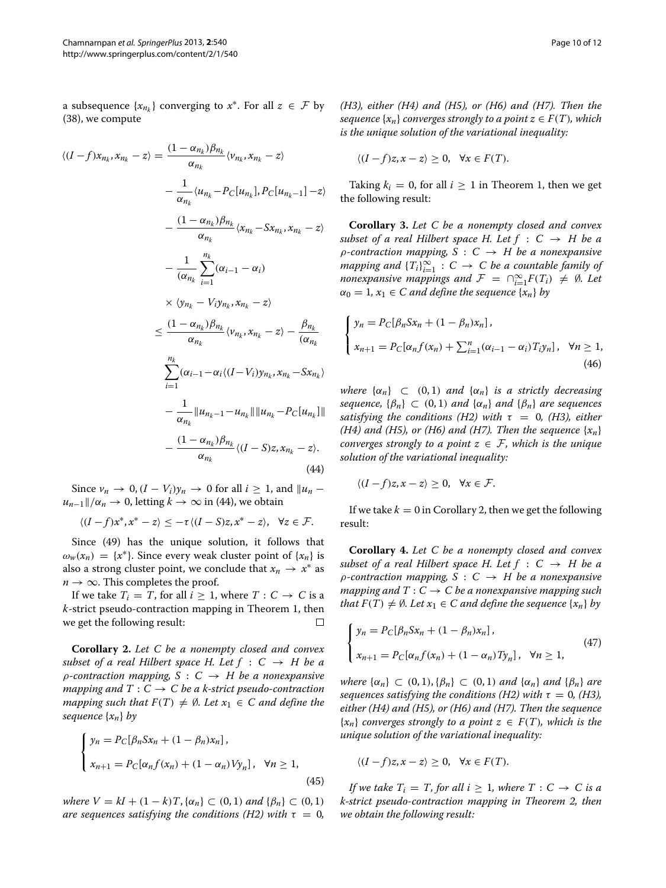a subsequence $\{x_{n_k}\}$ converging to $x^*$. For all $z \in \mathcal{F}$ by (38), we compute

$$
\begin{aligned}
\langle (I-f)x_{n_k}, x_{n_k} - z\rangle &= \frac{(1-\alpha_{n_k})\beta_{n_k}}{\alpha_{n_k}}\langle v_{n_k}, x_{n_k} - z\rangle \\
&\quad - \frac{1}{\alpha_{n_k}}\langle u_{n_k} - P_C[u_{n_k}], P_C[u_{n_k-1}] - z\rangle \\
&\quad - \frac{(1-\alpha_{n_k})\beta_{n_k}}{\alpha_{n_k}}\langle x_{n_k} - Sx_{n_k}, x_{n_k} - z\rangle \\
&\quad - \frac{1}{(\alpha_{n_k}}\sum_{i=1}^{n_k}(\alpha_{i-1} - \alpha_i) \\
&\quad \times \langle y_{n_k} - V_i y_{n_k}, x_{n_k} - z\rangle \\
&\le \frac{(1-\alpha_{n_k})\beta_{n_k}}{\alpha_{n_k}}\langle v_{n_k}, x_{n_k} - z\rangle - \frac{\beta_{n_k}}{(\alpha_{n_k}} \\
&\quad \sum_{i=1}^{n_k}(\alpha_{i-1} - \alpha_i\langle (I-V_i)y_{n_k}, x_{n_k} - Sx_{n_k}\rangle \\
&\quad - \frac{1}{\alpha_{n_k}}\|u_{n_k-1} - u_{n_k}\|\|u_{n_k} - P_C[u_{n_k}]\| \\
&\quad - \frac{(1-\alpha_{n_k})\beta_{n_k}}{\alpha_{n_k}}\langle (I-S)z, x_{n_k} - z\rangle.
\end{aligned}
\tag{44}
$$

Since $v_n \to 0$, $(I - V_i)y_n \to 0$ for all $i \ge 1$, and $\|u_n - u_{n-1}\|/\alpha_n \to 0$, letting $k \to \infty$ in (44), we obtain

$$\langle (I-f)x^*, x^* - z\rangle \le -\tau\langle (I-S)z, x^* - z\rangle, \quad \forall z \in \mathcal{F}.$$

Since (49) has the unique solution, it follows that $\omega_w(x_n) = \{x^*\}$. Since every weak cluster point of $\{x_n\}$ is also a strong cluster point, we conclude that $x_n \to x^*$ as $n \to \infty$. This completes the proof.

If we take $T_i = T$, for all $i \ge 1$, where $T : C \to C$ is a $k$-strict pseudo-contraction mapping in Theorem 1, then we get the following result: □

**Corollary 2.** *Let $C$ be a nonempty closed and convex subset of a real Hilbert space $H$. Let $f : C \to H$ be a $\rho$-contraction mapping, $S : C \to H$ be a nonexpansive mapping and $T : C \to C$ be a $k$-strict pseudo-contraction mapping such that $F(T) \neq \emptyset$. Let $x_1 \in C$ and define the sequence $\{x_n\}$ by*

$$
\begin{cases}
y_n = P_C[\beta_n Sx_n + (1-\beta_n)x_n], \\
x_{n+1} = P_C[\alpha_n f(x_n) + (1-\alpha_n)Vy_n], \quad \forall n \ge 1,
\end{cases}
\tag{45}
$$

*where $V = kI + (1-k)T$, $\{\alpha_n\} \subset (0,1)$ and $\{\beta_n\} \subset (0,1)$ are sequences satisfying the conditions (H2) with $\tau = 0$, (H3), either (H4) and (H5), or (H6) and (H7). Then the sequence $\{x_n\}$ converges strongly to a point $z \in F(T)$, which is the unique solution of the variational inequality:*

$$\langle (I-f)z, x - z\rangle \ge 0, \quad \forall x \in F(T).$$

Taking $k_i = 0$, for all $i \ge 1$ in Theorem 1, then we get the following result:

**Corollary 3.** *Let $C$ be a nonempty closed and convex subset of a real Hilbert space $H$. Let $f : C \to H$ be a $\rho$-contraction mapping, $S : C \to H$ be a nonexpansive mapping and $\{T_i\}_{i=1}^{\infty} : C \to C$ be a countable family of nonexpansive mappings and $\mathcal{F} = \cap_{i=1}^{\infty} F(T_i) \neq \emptyset$. Let $\alpha_0 = 1$, $x_1 \in C$ and define the sequence $\{x_n\}$ by*

$$
\begin{cases}
y_n = P_C[\beta_n Sx_n + (1-\beta_n)x_n], \\
x_{n+1} = P_C[\alpha_n f(x_n) + \sum_{i=1}^{n}(\alpha_{i-1} - \alpha_i)T_i y_n], \quad \forall n \ge 1,
\end{cases}
\tag{46}
$$

*where $\{\alpha_n\} \subset (0,1)$ and $\{\alpha_n\}$ is a strictly decreasing sequence, $\{\beta_n\} \subset (0,1)$ and $\{\alpha_n\}$ and $\{\beta_n\}$ are sequences satisfying the conditions (H2) with $\tau = 0$, (H3), either (H4) and (H5), or (H6) and (H7). Then the sequence $\{x_n\}$ converges strongly to a point $z \in \mathcal{F}$, which is the unique solution of the variational inequality:*

$$\langle (I-f)z, x - z\rangle \ge 0, \quad \forall x \in \mathcal{F}.$$

If we take $k = 0$ in Corollary 2, then we get the following result:

**Corollary 4.** *Let $C$ be a nonempty closed and convex subset of a real Hilbert space $H$. Let $f : C \to H$ be a $\rho$-contraction mapping, $S : C \to H$ be a nonexpansive mapping and $T : C \to C$ be a nonexpansive mapping such that $F(T) \neq \emptyset$. Let $x_1 \in C$ and define the sequence $\{x_n\}$ by*

$$
\begin{cases}
y_n = P_C[\beta_n Sx_n + (1-\beta_n)x_n], \\
x_{n+1} = P_C[\alpha_n f(x_n) + (1-\alpha_n)Ty_n], \quad \forall n \ge 1,
\end{cases}
\tag{47}
$$

*where $\{\alpha_n\} \subset (0,1)$, $\{\beta_n\} \subset (0,1)$ and $\{\alpha_n\}$ and $\{\beta_n\}$ are sequences satisfying the conditions (H2) with $\tau = 0$, (H3), either (H4) and (H5), or (H6) and (H7). Then the sequence $\{x_n\}$ converges strongly to a point $z \in F(T)$, which is the unique solution of the variational inequality:*

$$\langle (I-f)z, x - z\rangle \ge 0, \quad \forall x \in F(T).$$

*If we take $T_i = T$, for all $i \ge 1$, where $T : C \to C$ is a $k$-strict pseudo-contraction mapping in Theorem 2, then we obtain the following result:*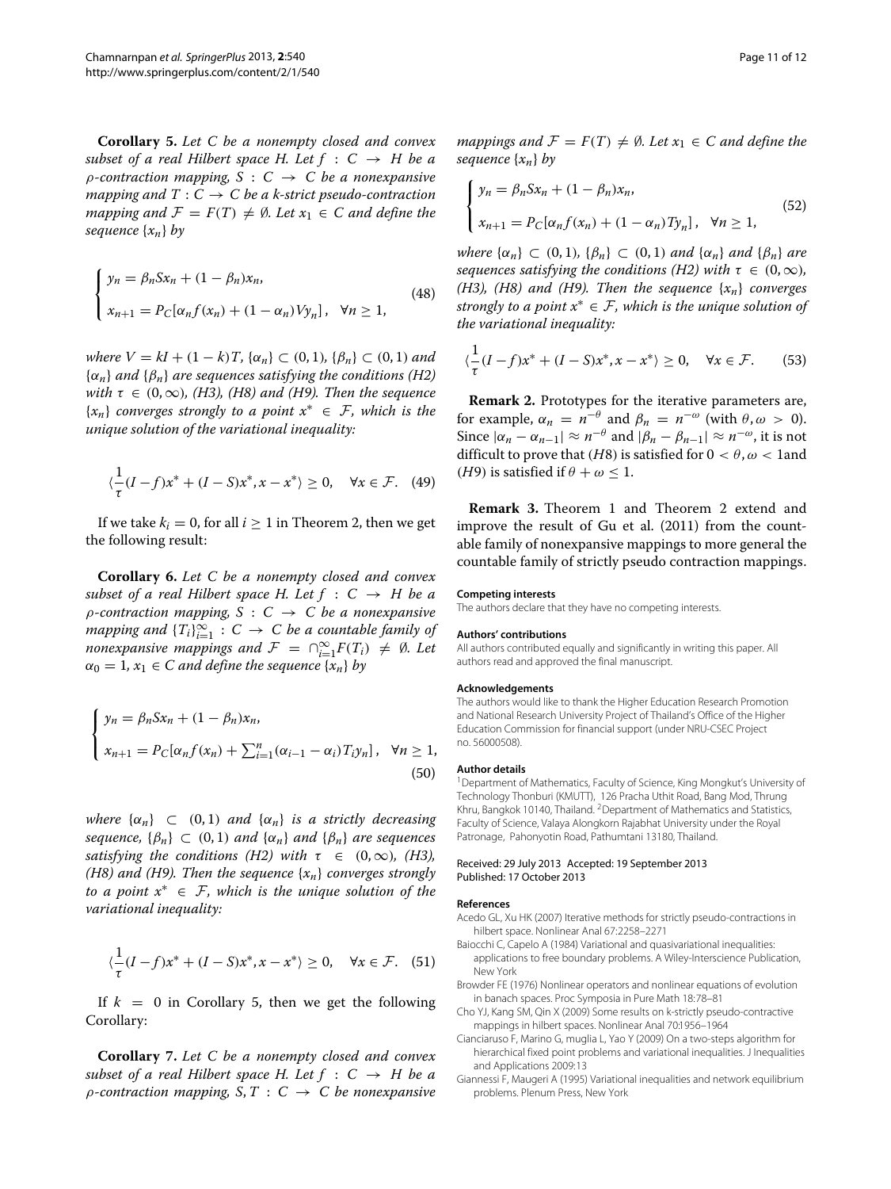**Corollary 5.** *Let $C$ be a nonempty closed and convex subset of a real Hilbert space $H$. Let $f : C \to H$ be a $\rho$-contraction mapping, $S : C \to C$ be a nonexpansive mapping and $T : C \to C$ be a $k$-strict pseudo-contraction mapping and $\mathcal{F} = F(T) \neq \emptyset$. Let $x_1 \in C$ and define the sequence $\{x_n\}$ by*

$$\begin{cases} y_n = \beta_n S x_n + (1-\beta_n)x_n, \\ x_{n+1} = P_C[\alpha_n f(x_n) + (1-\alpha_n)V y_n], \quad \forall n \geq 1, \end{cases} \tag{48}$$

*where $V = kI + (1-k)T$, $\{\alpha_n\} \subset (0,1)$, $\{\beta_n\} \subset (0,1)$ and $\{\alpha_n\}$ and $\{\beta_n\}$ are sequences satisfying the conditions (H2) with $\tau \in (0,\infty)$, (H3), (H8) and (H9). Then the sequence $\{x_n\}$ converges strongly to a point $x^* \in \mathcal{F}$, which is the unique solution of the variational inequality:*

$$\langle \frac{1}{\tau}(I-f)x^* + (I-S)x^*, x - x^* \rangle \geq 0, \quad \forall x \in \mathcal{F}. \tag{49}$$

If we take $k_i = 0$, for all $i \geq 1$ in Theorem 2, then we get the following result:

**Corollary 6.** *Let $C$ be a nonempty closed and convex subset of a real Hilbert space $H$. Let $f : C \to H$ be a $\rho$-contraction mapping, $S : C \to C$ be a nonexpansive mapping and $\{T_i\}_{i=1}^{\infty} : C \to C$ be a countable family of nonexpansive mappings and $\mathcal{F} = \cap_{i=1}^{\infty} F(T_i) \neq \emptyset$. Let $\alpha_0 = 1$, $x_1 \in C$ and define the sequence $\{x_n\}$ by*

$$\begin{cases} y_n = \beta_n S x_n + (1-\beta_n)x_n, \\ x_{n+1} = P_C[\alpha_n f(x_n) + \sum_{i=1}^{n}(\alpha_{i-1} - \alpha_i)T_i y_n], \quad \forall n \geq 1, \end{cases} \tag{50}$$

*where $\{\alpha_n\} \subset (0,1)$ and $\{\alpha_n\}$ is a strictly decreasing sequence, $\{\beta_n\} \subset (0,1)$ and $\{\alpha_n\}$ and $\{\beta_n\}$ are sequences satisfying the conditions (H2) with $\tau \in (0,\infty)$, (H3), (H8) and (H9). Then the sequence $\{x_n\}$ converges strongly to a point $x^* \in \mathcal{F}$, which is the unique solution of the variational inequality:*

$$\langle \frac{1}{\tau}(I-f)x^* + (I-S)x^*, x - x^* \rangle \geq 0, \quad \forall x \in \mathcal{F}. \tag{51}$$

If $k = 0$ in Corollary 5, then we get the following Corollary:

**Corollary 7.** *Let $C$ be a nonempty closed and convex subset of a real Hilbert space $H$. Let $f : C \to H$ be a $\rho$-contraction mapping, $S, T : C \to C$ be nonexpansive mappings and $\mathcal{F} = F(T) \neq \emptyset$. Let $x_1 \in C$ and define the sequence $\{x_n\}$ by*

$$\begin{cases} y_n = \beta_n S x_n + (1-\beta_n)x_n, \\ x_{n+1} = P_C[\alpha_n f(x_n) + (1-\alpha_n)T y_n], \quad \forall n \geq 1, \end{cases} \tag{52}$$

*where $\{\alpha_n\} \subset (0,1)$, $\{\beta_n\} \subset (0,1)$ and $\{\alpha_n\}$ and $\{\beta_n\}$ are sequences satisfying the conditions (H2) with $\tau \in (0,\infty)$, (H3), (H8) and (H9). Then the sequence $\{x_n\}$ converges strongly to a point $x^* \in \mathcal{F}$, which is the unique solution of the variational inequality:*

$$\langle \frac{1}{\tau}(I-f)x^* + (I-S)x^*, x - x^* \rangle \geq 0, \quad \forall x \in \mathcal{F}. \tag{53}$$

**Remark 2.** Prototypes for the iterative parameters are, for example, $\alpha_n = n^{-\theta}$ and $\beta_n = n^{-\omega}$ (with $\theta, \omega > 0$). Since $|\alpha_n - \alpha_{n-1}| \approx n^{-\theta}$ and $|\beta_n - \beta_{n-1}| \approx n^{-\omega}$, it is not difficult to prove that $(H8)$ is satisfied for $0 < \theta, \omega < 1$and $(H9)$ is satisfied if $\theta + \omega \leq 1$.

**Remark 3.** Theorem 1 and Theorem 2 extend and improve the result of Gu et al. (2011) from the countable family of nonexpansive mappings to more general the countable family of strictly pseudo contraction mappings.

#### Competing interests

The authors declare that they have no competing interests.

#### Authors' contributions

All authors contributed equally and significantly in writing this paper. All authors read and approved the final manuscript.

#### Acknowledgements

The authors would like to thank the Higher Education Research Promotion and National Research University Project of Thailand's Office of the Higher Education Commission for financial support (under NRU-CSEC Project no. 56000508).

#### Author details

[1]Department of Mathematics, Faculty of Science, King Mongkut's University of Technology Thonburi (KMUTT), 126 Pracha Uthit Road, Bang Mod, Thrung Khru, Bangkok 10140, Thailand. [2]Department of Mathematics and Statistics, Faculty of Science, Valaya Alongkorn Rajabhat University under the Royal Patronage, Pahonyotin Road, Pathumtani 13180, Thailand.

Received: 29 July 2013 Accepted: 19 September 2013
Published: 17 October 2013

#### References

Acedo GL, Xu HK (2007) Iterative methods for strictly pseudo-contractions in hilbert space. Nonlinear Anal 67:2258–2271

Baiocchi C, Capelo A (1984) Variational and quasivariational inequalities: applications to free boundary problems. A Wiley-Interscience Publication, New York

Browder FE (1976) Nonlinear operators and nonlinear equations of evolution in banach spaces. Proc Symposia in Pure Math 18:78–81

Cho YJ, Kang SM, Qin X (2009) Some results on k-strictly pseudo-contractive mappings in hilbert spaces. Nonlinear Anal 70:1956–1964

Cianciaruso F, Marino G, muglia L, Yao Y (2009) On a two-steps algorithm for hierarchical fixed point problems and variational inequalities. J Inequalities and Applications 2009:13

Giannessi F, Maugeri A (1995) Variational inequalities and network equilibrium problems. Plenum Press, New York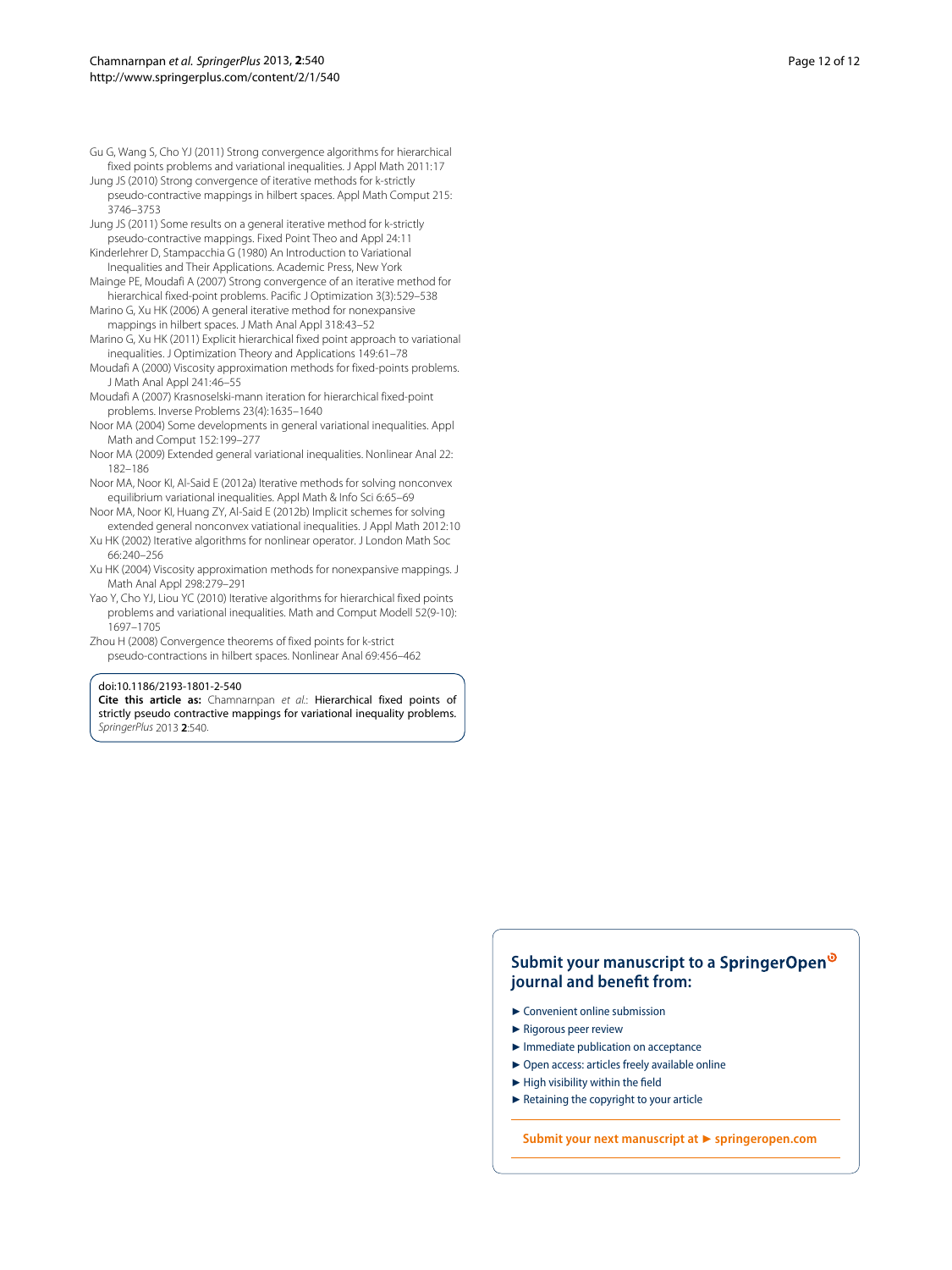Gu G, Wang S, Cho YJ (2011) Strong convergence algorithms for hierarchical fixed points problems and variational inequalities. J Appl Math 2011:17

Jung JS (2010) Strong convergence of iterative methods for k-strictly pseudo-contractive mappings in hilbert spaces. Appl Math Comput 215: 3746–3753

Jung JS (2011) Some results on a general iterative method for k-strictly pseudo-contractive mappings. Fixed Point Theo and Appl 24:11

Kinderlehrer D, Stampacchia G (1980) An Introduction to Variational Inequalities and Their Applications. Academic Press, New York

Mainge PE, Moudafi A (2007) Strong convergence of an iterative method for hierarchical fixed-point problems. Pacific J Optimization 3(3):529–538

Marino G, Xu HK (2006) A general iterative method for nonexpansive mappings in hilbert spaces. J Math Anal Appl 318:43–52

Marino G, Xu HK (2011) Explicit hierarchical fixed point approach to variational inequalities. J Optimization Theory and Applications 149:61–78

Moudafi A (2000) Viscosity approximation methods for fixed-points problems. J Math Anal Appl 241:46–55

Moudafi A (2007) Krasnoselski-mann iteration for hierarchical fixed-point problems. Inverse Problems 23(4):1635–1640

Noor MA (2004) Some developments in general variational inequalities. Appl Math and Comput 152:199–277

Noor MA (2009) Extended general variational inequalities. Nonlinear Anal 22: 182–186

Noor MA, Noor KI, Al-Said E (2012a) Iterative methods for solving nonconvex equilibrium variational inequalities. Appl Math & Info Sci 6:65–69

Noor MA, Noor KI, Huang ZY, Al-Said E (2012b) Implicit schemes for solving extended general nonconvex vatiational inequalities. J Appl Math 2012:10

Xu HK (2002) Iterative algorithms for nonlinear operator. J London Math Soc 66:240–256

Xu HK (2004) Viscosity approximation methods for nonexpansive mappings. J Math Anal Appl 298:279–291

Yao Y, Cho YJ, Liou YC (2010) Iterative algorithms for hierarchical fixed points problems and variational inequalities. Math and Comput Modell 52(9-10): 1697–1705

Zhou H (2008) Convergence theorems of fixed points for k-strict pseudo-contractions in hilbert spaces. Nonlinear Anal 69:456–462

doi:10.1186/2193-1801-2-540

**Cite this article as:** Chamnarnpan *et al.*: Hierarchical fixed points of strictly pseudo contractive mappings for variational inequality problems. *SpringerPlus* 2013 **2**:540.

**Submit your manuscript to a SpringerOpen journal and benefit from:**

- ► Convenient online submission
- ► Rigorous peer review
- ► Immediate publication on acceptance
- ► Open access: articles freely available online
- ► High visibility within the field
- ► Retaining the copyright to your article

**Submit your next manuscript at ► springeropen.com**